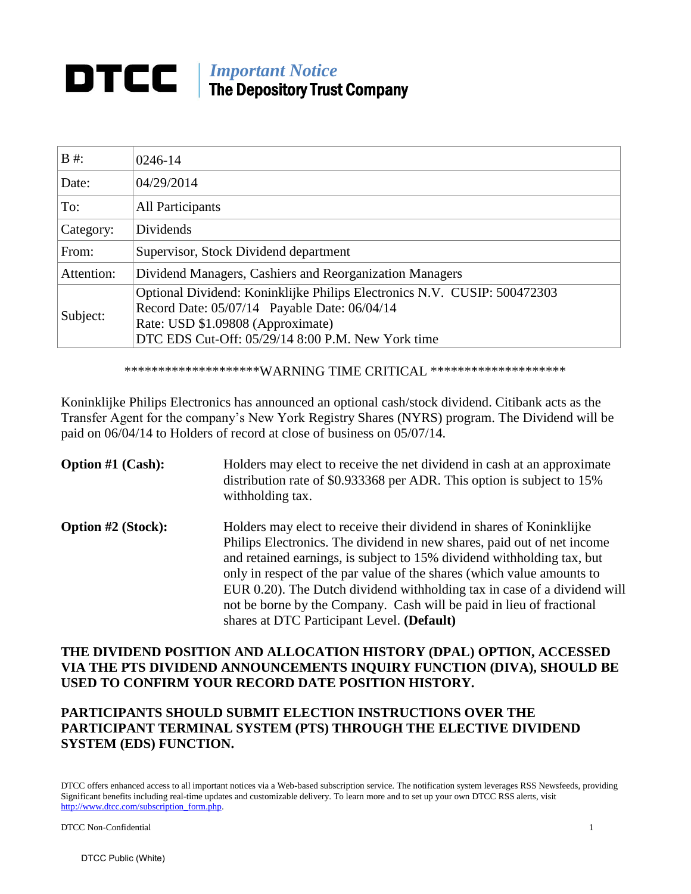# DTCC | *Important Notice* The Depository Trust Company

| B #: | 0246-14 |
|---|---|
| Date: | 04/29/2014 |
| To: | All Participants |
| Category: | Dividends |
| From: | Supervisor, Stock Dividend department |
| Attention: | Dividend Managers, Cashiers and Reorganization Managers |
| Subject: | Optional Dividend: Koninklijke Philips Electronics N.V. CUSIP: 500472303<br>Record Date: 05/07/14 Payable Date: 06/04/14<br>Rate: USD $1.09808 (Approximate)<br>DTC EDS Cut-Off: 05/29/14 8:00 P.M. New York time |

********************WARNING TIME CRITICAL ********************

Koninklijke Philips Electronics has announced an optional cash/stock dividend. Citibank acts as the Transfer Agent for the company's New York Registry Shares (NYRS) program. The Dividend will be paid on 06/04/14 to Holders of record at close of business on 05/07/14.

**Option #1 (Cash):** Holders may elect to receive the net dividend in cash at an approximate distribution rate of $0.933368 per ADR. This option is subject to 15% withholding tax.

**Option #2 (Stock):** Holders may elect to receive their dividend in shares of Koninklijke Philips Electronics. The dividend in new shares, paid out of net income and retained earnings, is subject to 15% dividend withholding tax, but only in respect of the par value of the shares (which value amounts to EUR 0.20). The Dutch dividend withholding tax in case of a dividend will not be borne by the Company. Cash will be paid in lieu of fractional shares at DTC Participant Level. **(Default)**

**THE DIVIDEND POSITION AND ALLOCATION HISTORY (DPAL) OPTION, ACCESSED VIA THE PTS DIVIDEND ANNOUNCEMENTS INQUIRY FUNCTION (DIVA), SHOULD BE USED TO CONFIRM YOUR RECORD DATE POSITION HISTORY.**

**PARTICIPANTS SHOULD SUBMIT ELECTION INSTRUCTIONS OVER THE PARTICIPANT TERMINAL SYSTEM (PTS) THROUGH THE ELECTIVE DIVIDEND SYSTEM (EDS) FUNCTION.**

DTCC offers enhanced access to all important notices via a Web-based subscription service. The notification system leverages RSS Newsfeeds, providing Significant benefits including real-time updates and customizable delivery. To learn more and to set up your own DTCC RSS alerts, visit http://www.dtcc.com/subscription_form.php.

DTCC Non-Confidential

DTCC Public (White)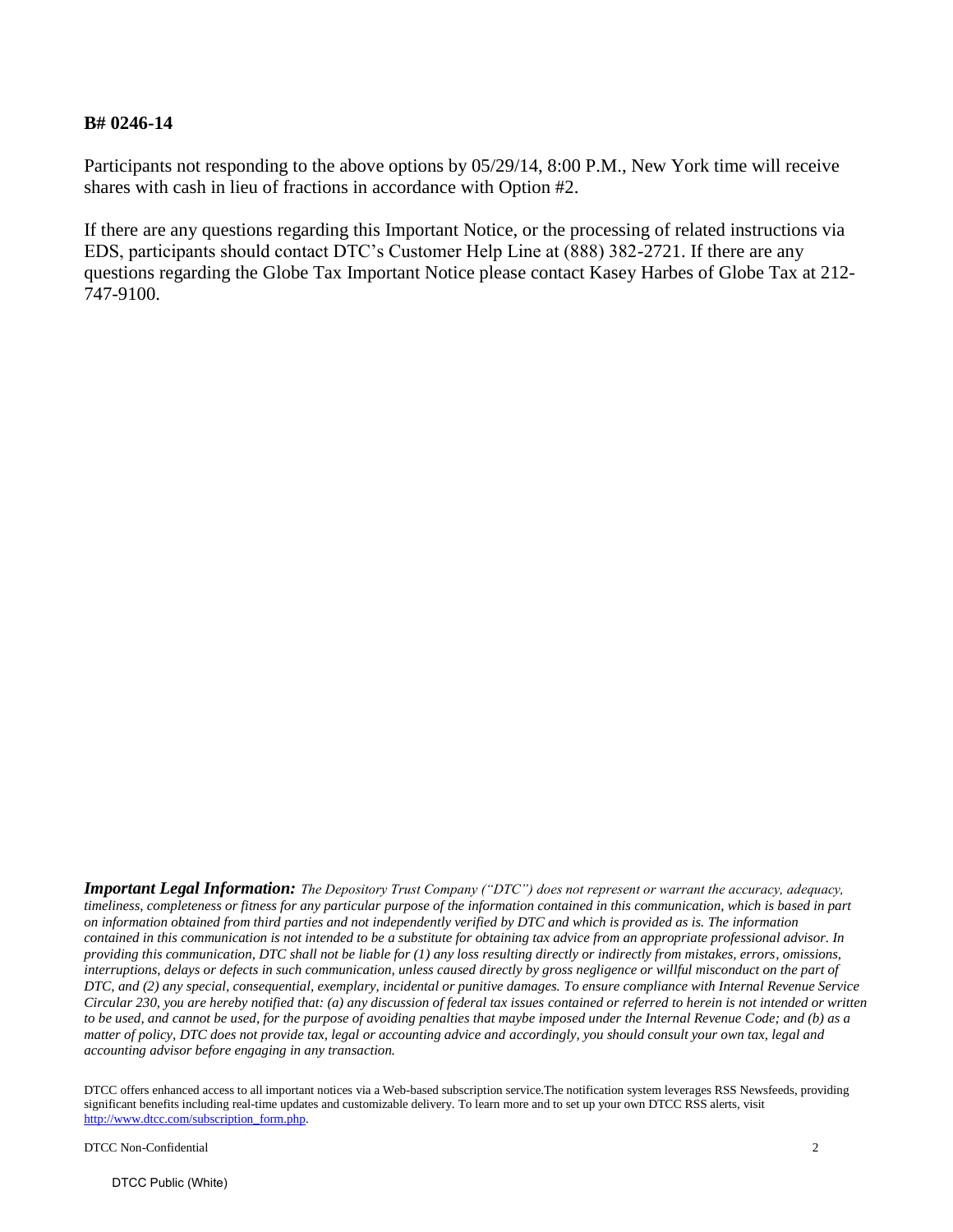**B# 0246-14**

Participants not responding to the above options by 05/29/14, 8:00 P.M., New York time will receive shares with cash in lieu of fractions in accordance with Option #2.

If there are any questions regarding this Important Notice, or the processing of related instructions via EDS, participants should contact DTC's Customer Help Line at (888) 382-2721. If there are any questions regarding the Globe Tax Important Notice please contact Kasey Harbes of Globe Tax at 212-747-9100.

***Important Legal Information:*** *The Depository Trust Company ("DTC") does not represent or warrant the accuracy, adequacy, timeliness, completeness or fitness for any particular purpose of the information contained in this communication, which is based in part on information obtained from third parties and not independently verified by DTC and which is provided as is. The information contained in this communication is not intended to be a substitute for obtaining tax advice from an appropriate professional advisor. In providing this communication, DTC shall not be liable for (1) any loss resulting directly or indirectly from mistakes, errors, omissions, interruptions, delays or defects in such communication, unless caused directly by gross negligence or willful misconduct on the part of DTC, and (2) any special, consequential, exemplary, incidental or punitive damages. To ensure compliance with Internal Revenue Service Circular 230, you are hereby notified that: (a) any discussion of federal tax issues contained or referred to herein is not intended or written to be used, and cannot be used, for the purpose of avoiding penalties that maybe imposed under the Internal Revenue Code; and (b) as a matter of policy, DTC does not provide tax, legal or accounting advice and accordingly, you should consult your own tax, legal and accounting advisor before engaging in any transaction.*

DTCC offers enhanced access to all important notices via a Web-based subscription service.The notification system leverages RSS Newsfeeds, providing significant benefits including real-time updates and customizable delivery. To learn more and to set up your own DTCC RSS alerts, visit [http://www.dtcc.com/subscription_form.php](http://www.dtcc.com/subscription_form.php).

DTCC Non-Confidential

DTCC Public (White)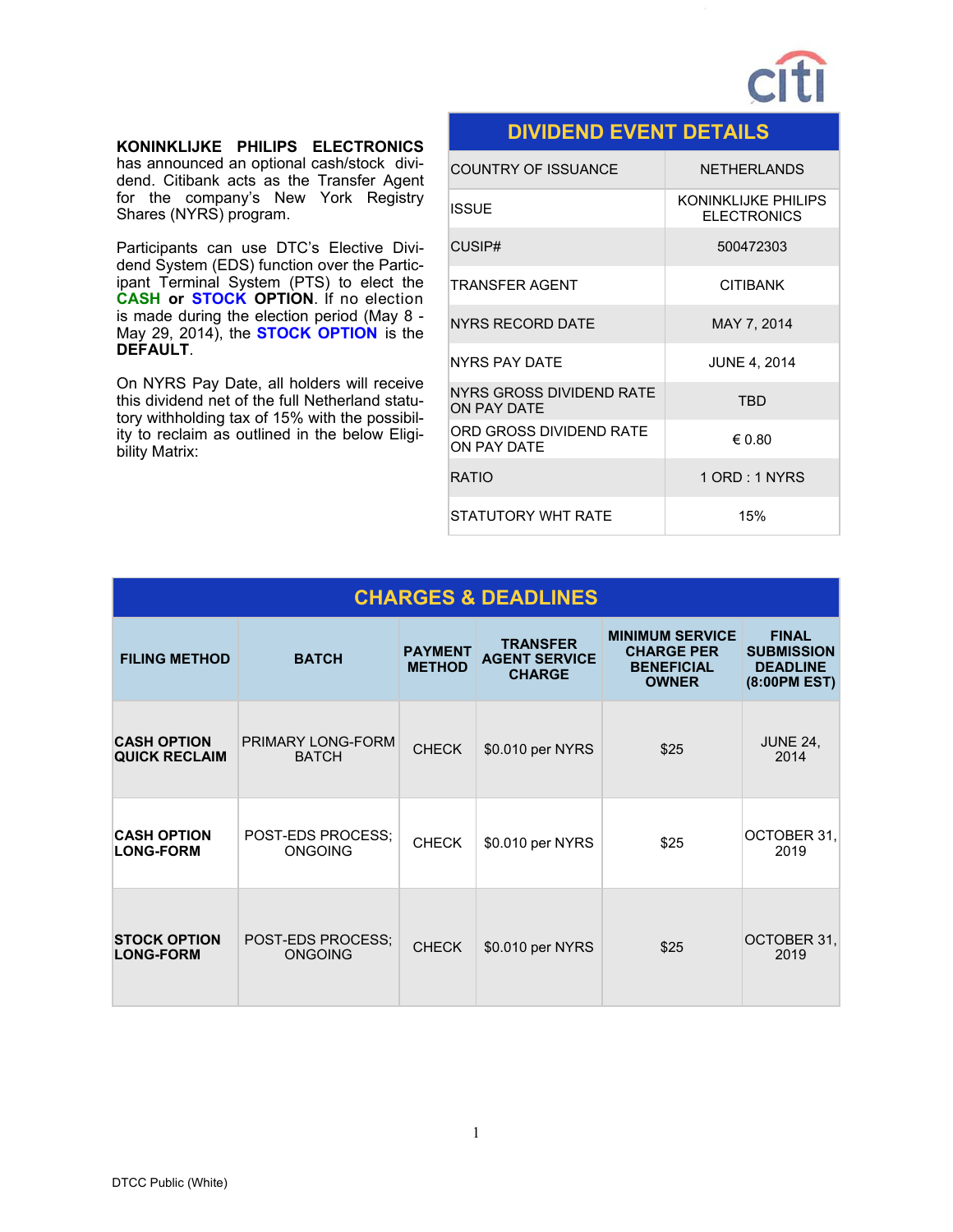**KONINKLIJKE PHILIPS ELECTRONICS** has announced an optional cash/stock dividend. Citibank acts as the Transfer Agent for the company's New York Registry Shares (NYRS) program.

Participants can use DTC's Elective Dividend System (EDS) function over the Participant Terminal System (PTS) to elect the **CASH or STOCK OPTION**. If no election is made during the election period (May 8 - May 29, 2014), the **STOCK OPTION** is the **DEFAULT**.

On NYRS Pay Date, all holders will receive this dividend net of the full Netherland statutory withholding tax of 15% with the possibility to reclaim as outlined in the below Eligibility Matrix:

| DIVIDEND EVENT DETAILS | |
|---|---|
| COUNTRY OF ISSUANCE | NETHERLANDS |
| ISSUE | KONINKLIJKE PHILIPS ELECTRONICS |
| CUSIP# | 500472303 |
| TRANSFER AGENT | CITIBANK |
| NYRS RECORD DATE | MAY 7, 2014 |
| NYRS PAY DATE | JUNE 4, 2014 |
| NYRS GROSS DIVIDEND RATE ON PAY DATE | TBD |
| ORD GROSS DIVIDEND RATE ON PAY DATE | € 0.80 |
| RATIO | 1 ORD : 1 NYRS |
| STATUTORY WHT RATE | 15% |

## CHARGES & DEADLINES

| FILING METHOD | BATCH | PAYMENT METHOD | TRANSFER AGENT SERVICE CHARGE | MINIMUM SERVICE CHARGE PER BENEFICIAL OWNER | FINAL SUBMISSION DEADLINE (8:00PM EST) |
|---|---|---|---|---|---|
| **CASH OPTION QUICK RECLAIM** | PRIMARY LONG-FORM BATCH | CHECK | $0.010 per NYRS | $25 | JUNE 24, 2014 |
| **CASH OPTION LONG-FORM** | POST-EDS PROCESS; ONGOING | CHECK | $0.010 per NYRS | $25 | OCTOBER 31, 2019 |
| **STOCK OPTION LONG-FORM** | POST-EDS PROCESS; ONGOING | CHECK | $0.010 per NYRS | $25 | OCTOBER 31, 2019 |

DTCC Public (White)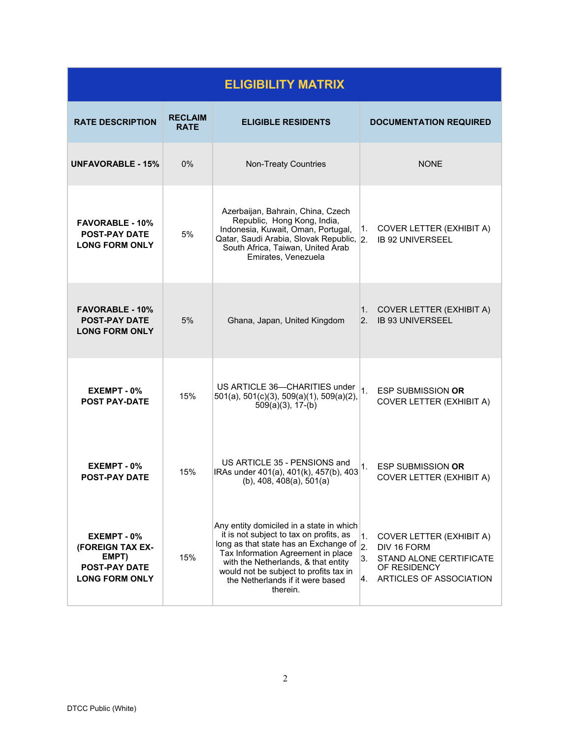| ELIGIBILITY MATRIX | | | |
|---|---|---|---|
| **RATE DESCRIPTION** | **RECLAIM RATE** | **ELIGIBLE RESIDENTS** | **DOCUMENTATION REQUIRED** |
| **UNFAVORABLE - 15%** | 0% | Non-Treaty Countries | NONE |
| **FAVORABLE - 10% POST-PAY DATE LONG FORM ONLY** | 5% | Azerbaijan, Bahrain, China, Czech Republic, Hong Kong, India, Indonesia, Kuwait, Oman, Portugal, Qatar, Saudi Arabia, Slovak Republic, South Africa, Taiwan, United Arab Emirates, Venezuela | 1. COVER LETTER (EXHIBIT A)<br>2. IB 92 UNIVERSEEL |
| **FAVORABLE - 10% POST-PAY DATE LONG FORM ONLY** | 5% | Ghana, Japan, United Kingdom | 1. COVER LETTER (EXHIBIT A)<br>2. IB 93 UNIVERSEEL |
| **EXEMPT - 0% POST PAY-DATE** | 15% | US ARTICLE 36—CHARITIES under 501(a), 501(c)(3), 509(a)(1), 509(a)(2), 509(a)(3), 17-(b) | 1. ESP SUBMISSION **OR** COVER LETTER (EXHIBIT A) |
| **EXEMPT - 0% POST-PAY DATE** | 15% | US ARTICLE 35 - PENSIONS and IRAs under 401(a), 401(k), 457(b), 403 (b), 408, 408(a), 501(a) | 1. ESP SUBMISSION **OR** COVER LETTER (EXHIBIT A) |
| **EXEMPT - 0% (FOREIGN TAX EX-EMPT) POST-PAY DATE LONG FORM ONLY** | 15% | Any entity domiciled in a state in which it is not subject to tax on profits, as long as that state has an Exchange of Tax Information Agreement in place with the Netherlands, & that entity would not be subject to profits tax in the Netherlands if it were based therein. | 1. COVER LETTER (EXHIBIT A)<br>2. DIV 16 FORM<br>3. STAND ALONE CERTIFICATE OF RESIDENCY<br>4. ARTICLES OF ASSOCIATION |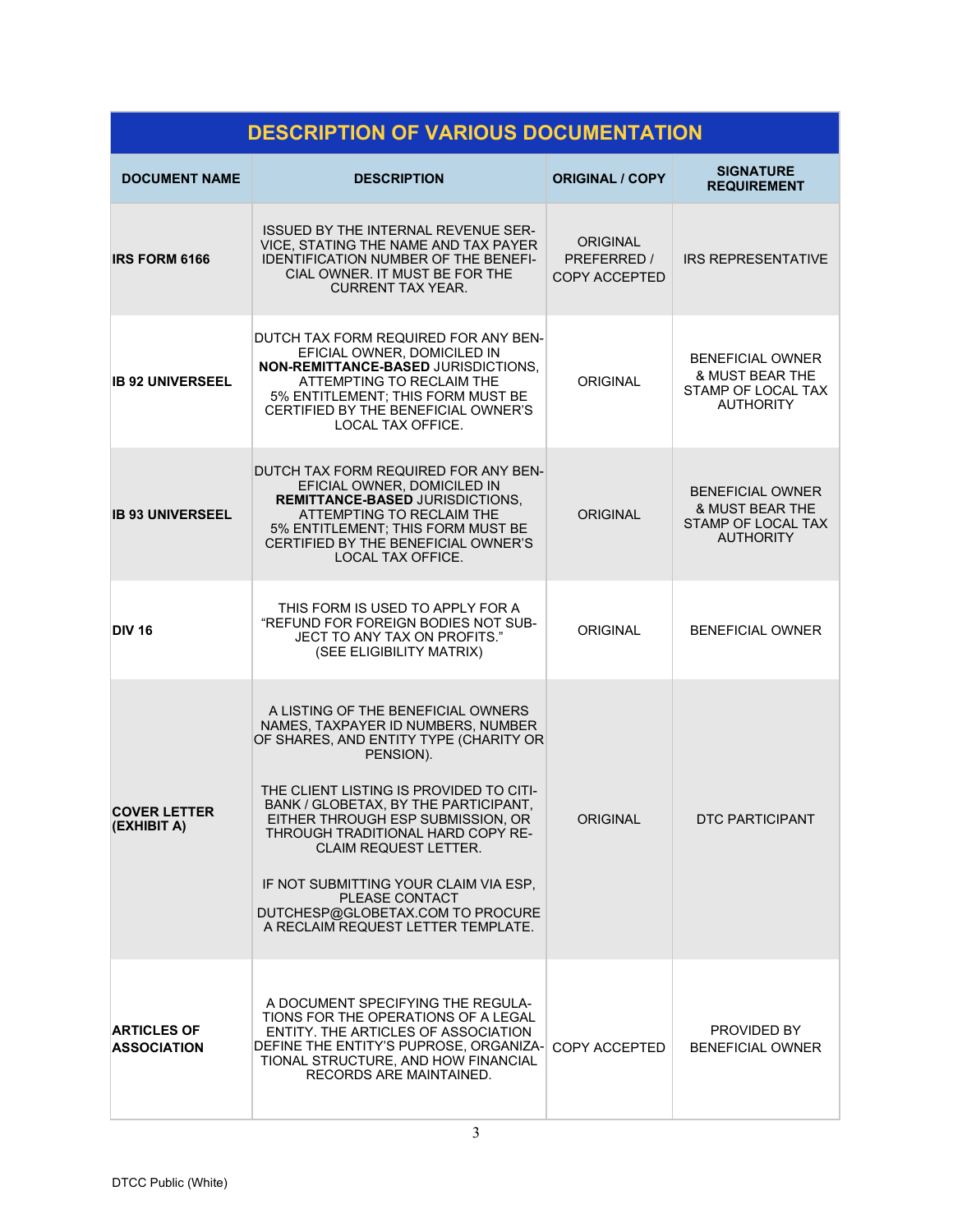| DESCRIPTION OF VARIOUS DOCUMENTATION | | | |
|---|---|---|---|
| **DOCUMENT NAME** | **DESCRIPTION** | **ORIGINAL / COPY** | **SIGNATURE REQUIREMENT** |
| **IRS FORM 6166** | ISSUED BY THE INTERNAL REVENUE SERVICE, STATING THE NAME AND TAX PAYER IDENTIFICATION NUMBER OF THE BENEFICIAL OWNER. IT MUST BE FOR THE CURRENT TAX YEAR. | ORIGINAL PREFERRED / COPY ACCEPTED | IRS REPRESENTATIVE |
| **IB 92 UNIVERSEEL** | DUTCH TAX FORM REQUIRED FOR ANY BENEFICIAL OWNER, DOMICILED IN **NON-REMITTANCE-BASED** JURISDICTIONS, ATTEMPTING TO RECLAIM THE 5% ENTITLEMENT; THIS FORM MUST BE CERTIFIED BY THE BENEFICIAL OWNER'S LOCAL TAX OFFICE. | ORIGINAL | BENEFICIAL OWNER & MUST BEAR THE STAMP OF LOCAL TAX AUTHORITY |
| **IB 93 UNIVERSEEL** | DUTCH TAX FORM REQUIRED FOR ANY BENEFICIAL OWNER, DOMICILED IN **REMITTANCE-BASED** JURISDICTIONS, ATTEMPTING TO RECLAIM THE 5% ENTITLEMENT; THIS FORM MUST BE CERTIFIED BY THE BENEFICIAL OWNER'S LOCAL TAX OFFICE. | ORIGINAL | BENEFICIAL OWNER & MUST BEAR THE STAMP OF LOCAL TAX AUTHORITY |
| **DIV 16** | THIS FORM IS USED TO APPLY FOR A "REFUND FOR FOREIGN BODIES NOT SUBJECT TO ANY TAX ON PROFITS." (SEE ELIGIBILITY MATRIX) | ORIGINAL | BENEFICIAL OWNER |
| **COVER LETTER (EXHIBIT A)** | A LISTING OF THE BENEFICIAL OWNERS NAMES, TAXPAYER ID NUMBERS, NUMBER OF SHARES, AND ENTITY TYPE (CHARITY OR PENSION).<br><br>THE CLIENT LISTING IS PROVIDED TO CITIBANK / GLOBETAX, BY THE PARTICIPANT, EITHER THROUGH ESP SUBMISSION, OR THROUGH TRADITIONAL HARD COPY RECLAIM REQUEST LETTER.<br><br>IF NOT SUBMITTING YOUR CLAIM VIA ESP, PLEASE CONTACT DUTCHESP@GLOBETAX.COM TO PROCURE A RECLAIM REQUEST LETTER TEMPLATE. | ORIGINAL | DTC PARTICIPANT |
| **ARTICLES OF ASSOCIATION** | A DOCUMENT SPECIFYING THE REGULATIONS FOR THE OPERATIONS OF A LEGAL ENTITY. THE ARTICLES OF ASSOCIATION DEFINE THE ENTITY'S PUPROSE, ORGANIZATIONAL STRUCTURE, AND HOW FINANCIAL RECORDS ARE MAINTAINED. | COPY ACCEPTED | PROVIDED BY BENEFICIAL OWNER |

DTCC Public (White)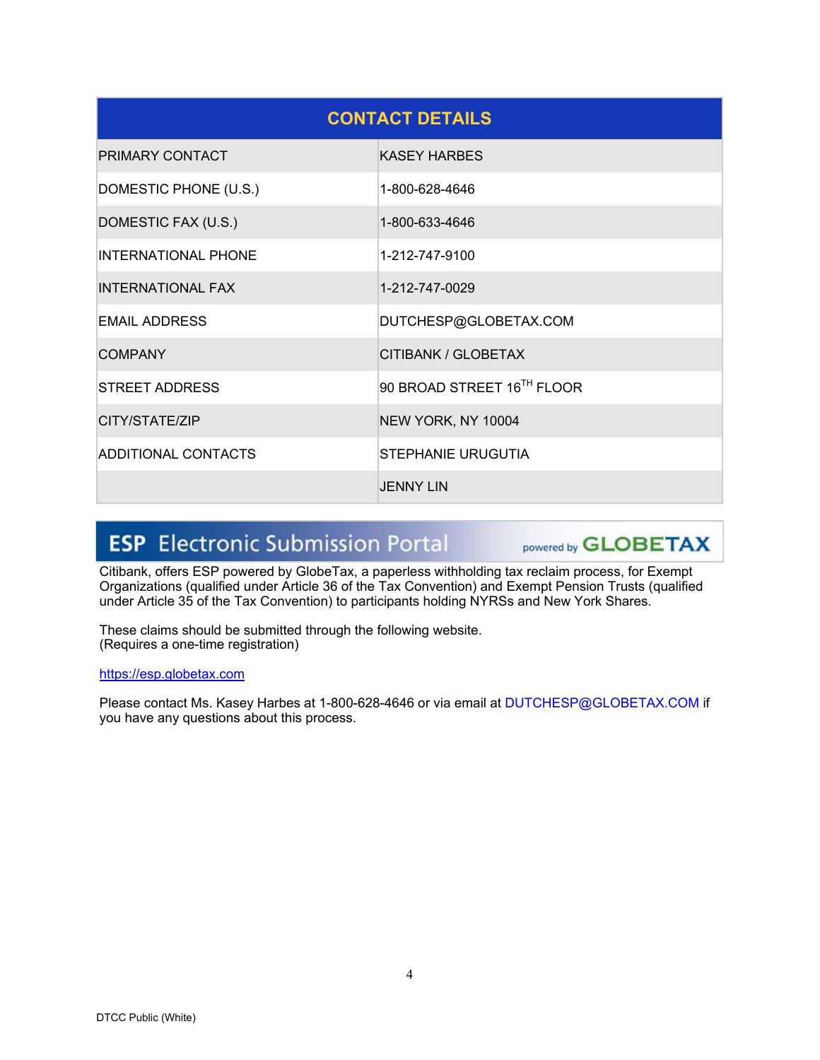| CONTACT DETAILS | |
|---|---|
| PRIMARY CONTACT | KASEY HARBES |
| DOMESTIC PHONE (U.S.) | 1-800-628-4646 |
| DOMESTIC FAX (U.S.) | 1-800-633-4646 |
| INTERNATIONAL PHONE | 1-212-747-9100 |
| INTERNATIONAL FAX | 1-212-747-0029 |
| EMAIL ADDRESS | DUTCHESP@GLOBETAX.COM |
| COMPANY | CITIBANK / GLOBETAX |
| STREET ADDRESS | 90 BROAD STREET 16TH FLOOR |
| CITY/STATE/ZIP | NEW YORK, NY 10004 |
| ADDITIONAL CONTACTS | STEPHANIE URUGUTIA |
| | JENNY LIN |

## ESP Electronic Submission Portal powered by GLOBETAX

Citibank, offers ESP powered by GlobeTax, a paperless withholding tax reclaim process, for Exempt Organizations (qualified under Article 36 of the Tax Convention) and Exempt Pension Trusts (qualified under Article 35 of the Tax Convention) to participants holding NYRSs and New York Shares.

These claims should be submitted through the following website.
(Requires a one-time registration)

https://esp.globetax.com

Please contact Ms. Kasey Harbes at 1-800-628-4646 or via email at DUTCHESP@GLOBETAX.COM if you have any questions about this process.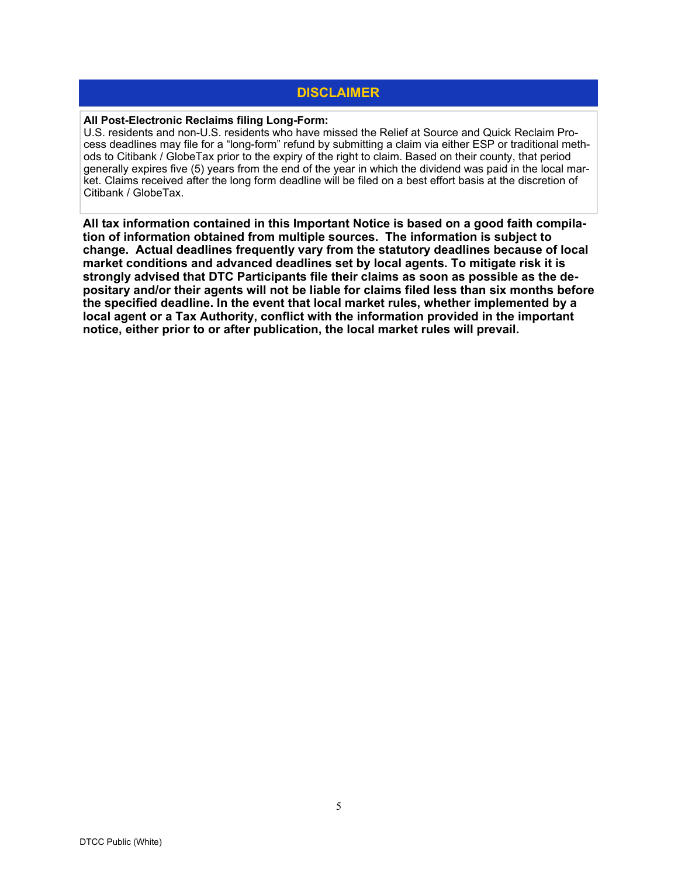## DISCLAIMER

**All Post-Electronic Reclaims filing Long-Form:**
U.S. residents and non-U.S. residents who have missed the Relief at Source and Quick Reclaim Process deadlines may file for a "long-form" refund by submitting a claim via either ESP or traditional methods to Citibank / GlobeTax prior to the expiry of the right to claim. Based on their county, that period generally expires five (5) years from the end of the year in which the dividend was paid in the local market. Claims received after the long form deadline will be filed on a best effort basis at the discretion of Citibank / GlobeTax.

**All tax information contained in this Important Notice is based on a good faith compilation of information obtained from multiple sources. The information is subject to change. Actual deadlines frequently vary from the statutory deadlines because of local market conditions and advanced deadlines set by local agents. To mitigate risk it is strongly advised that DTC Participants file their claims as soon as possible as the depositary and/or their agents will not be liable for claims filed less than six months before the specified deadline. In the event that local market rules, whether implemented by a local agent or a Tax Authority, conflict with the information provided in the important notice, either prior to or after publication, the local market rules will prevail.**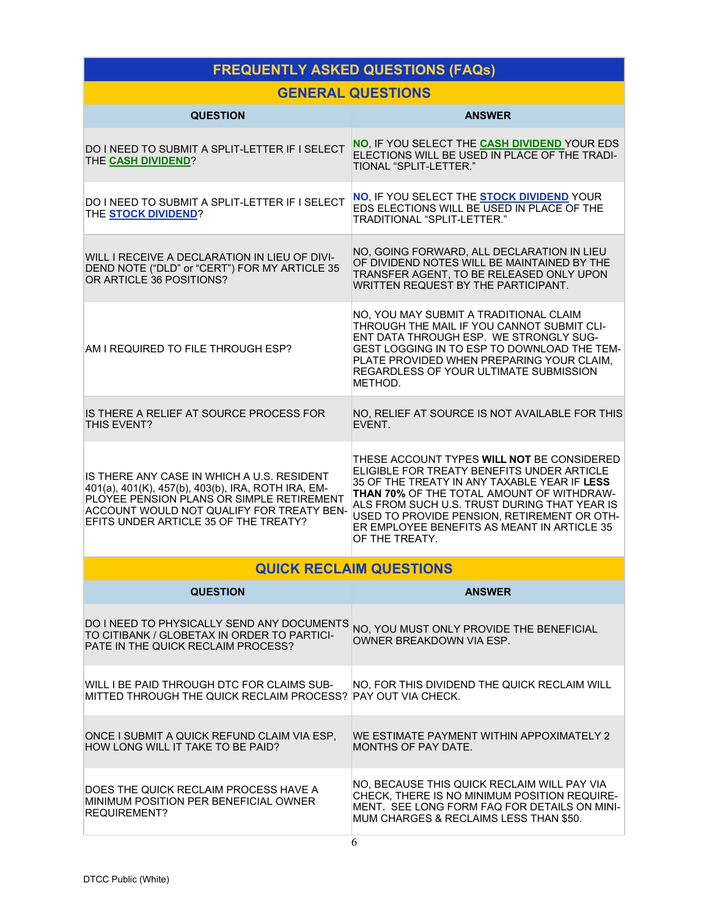# FREQUENTLY ASKED QUESTIONS (FAQs)

## GENERAL QUESTIONS

| QUESTION | ANSWER |
|---|---|
| DO I NEED TO SUBMIT A SPLIT-LETTER IF I SELECT THE **CASH DIVIDEND**? | **NO**, IF YOU SELECT THE **CASH DIVIDEND** YOUR EDS ELECTIONS WILL BE USED IN PLACE OF THE TRADITIONAL "SPLIT-LETTER." |
| DO I NEED TO SUBMIT A SPLIT-LETTER IF I SELECT THE **STOCK DIVIDEND**? | **NO**, IF YOU SELECT THE **STOCK DIVIDEND** YOUR EDS ELECTIONS WILL BE USED IN PLACE OF THE TRADITIONAL "SPLIT-LETTER." |
| WILL I RECEIVE A DECLARATION IN LIEU OF DIVIDEND NOTE ("DLD" or "CERT") FOR MY ARTICLE 35 OR ARTICLE 36 POSITIONS? | NO, GOING FORWARD, ALL DECLARATION IN LIEU OF DIVIDEND NOTES WILL BE MAINTAINED BY THE TRANSFER AGENT, TO BE RELEASED ONLY UPON WRITTEN REQUEST BY THE PARTICIPANT. |
| AM I REQUIRED TO FILE THROUGH ESP? | NO, YOU MAY SUBMIT A TRADITIONAL CLAIM THROUGH THE MAIL IF YOU CANNOT SUBMIT CLIENT DATA THROUGH ESP. WE STRONGLY SUGGEST LOGGING IN TO ESP TO DOWNLOAD THE TEMPLATE PROVIDED WHEN PREPARING YOUR CLAIM, REGARDLESS OF YOUR ULTIMATE SUBMISSION METHOD. |
| IS THERE A RELIEF AT SOURCE PROCESS FOR THIS EVENT? | NO, RELIEF AT SOURCE IS NOT AVAILABLE FOR THIS EVENT. |
| IS THERE ANY CASE IN WHICH A U.S. RESIDENT 401(a), 401(K), 457(b), 403(b), IRA, ROTH IRA, EMPLOYEE PENSION PLANS OR SIMPLE RETIREMENT ACCOUNT WOULD NOT QUALIFY FOR TREATY BENEFITS UNDER ARTICLE 35 OF THE TREATY? | THESE ACCOUNT TYPES **WILL NOT** BE CONSIDERED ELIGIBLE FOR TREATY BENEFITS UNDER ARTICLE 35 OF THE TREATY IN ANY TAXABLE YEAR IF **LESS THAN 70%** OF THE TOTAL AMOUNT OF WITHDRAWALS FROM SUCH U.S. TRUST DURING THAT YEAR IS USED TO PROVIDE PENSION, RETIREMENT OR OTHER EMPLOYEE BENEFITS AS MEANT IN ARTICLE 35 OF THE TREATY. |

## QUICK RECLAIM QUESTIONS

| QUESTION | ANSWER |
|---|---|
| DO I NEED TO PHYSICALLY SEND ANY DOCUMENTS TO CITIBANK / GLOBETAX IN ORDER TO PARTICIPATE IN THE QUICK RECLAIM PROCESS? | NO, YOU MUST ONLY PROVIDE THE BENEFICIAL OWNER BREAKDOWN VIA ESP. |
| WILL I BE PAID THROUGH DTC FOR CLAIMS SUBMITTED THROUGH THE QUICK RECLAIM PROCESS? | NO, FOR THIS DIVIDEND THE QUICK RECLAIM WILL PAY OUT VIA CHECK. |
| ONCE I SUBMIT A QUICK REFUND CLAIM VIA ESP, HOW LONG WILL IT TAKE TO BE PAID? | WE ESTIMATE PAYMENT WITHIN APPOXIMATELY 2 MONTHS OF PAY DATE. |
| DOES THE QUICK RECLAIM PROCESS HAVE A MINIMUM POSITION PER BENEFICIAL OWNER REQUIREMENT? | NO, BECAUSE THIS QUICK RECLAIM WILL PAY VIA CHECK, THERE IS NO MINIMUM POSITION REQUIREMENT. SEE LONG FORM FAQ FOR DETAILS ON MINIMUM CHARGES & RECLAIMS LESS THAN $50. |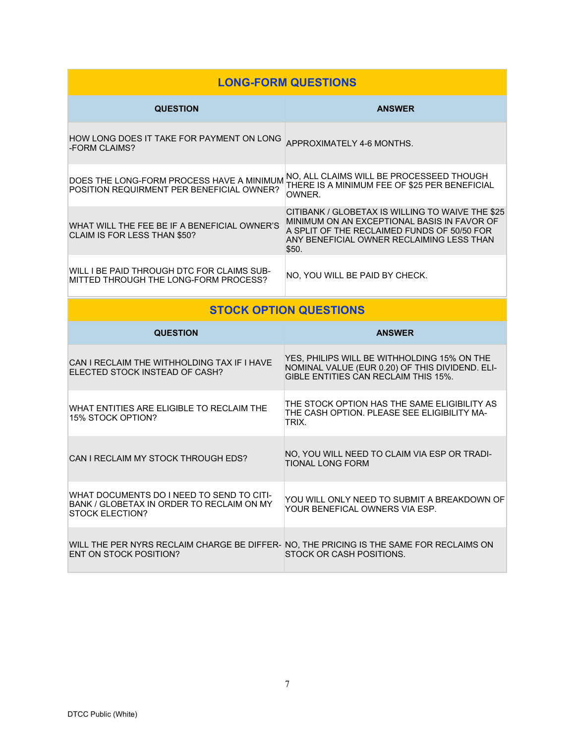## LONG-FORM QUESTIONS

| QUESTION | ANSWER |
|---|---|
| HOW LONG DOES IT TAKE FOR PAYMENT ON LONG -FORM CLAIMS? | APPROXIMATELY 4-6 MONTHS. |
| DOES THE LONG-FORM PROCESS HAVE A MINIMUM POSITION REQUIRMENT PER BENEFICIAL OWNER? | NO, ALL CLAIMS WILL BE PROCESSEED THOUGH THERE IS A MINIMUM FEE OF $25 PER BENEFICIAL OWNER. |
| WHAT WILL THE FEE BE IF A BENEFICIAL OWNER'S CLAIM IS FOR LESS THAN $50? | CITIBANK / GLOBETAX IS WILLING TO WAIVE THE $25 MINIMUM ON AN EXCEPTIONAL BASIS IN FAVOR OF A SPLIT OF THE RECLAIMED FUNDS OF 50/50 FOR ANY BENEFICIAL OWNER RECLAIMING LESS THAN $50. |
| WILL I BE PAID THROUGH DTC FOR CLAIMS SUBMITTED THROUGH THE LONG-FORM PROCESS? | NO, YOU WILL BE PAID BY CHECK. |

## STOCK OPTION QUESTIONS

| QUESTION | ANSWER |
|---|---|
| CAN I RECLAIM THE WITHHOLDING TAX IF I HAVE ELECTED STOCK INSTEAD OF CASH? | YES, PHILIPS WILL BE WITHHOLDING 15% ON THE NOMINAL VALUE (EUR 0.20) OF THIS DIVIDEND. ELIGIBLE ENTITIES CAN RECLAIM THIS 15%. |
| WHAT ENTITIES ARE ELIGIBLE TO RECLAIM THE 15% STOCK OPTION? | THE STOCK OPTION HAS THE SAME ELIGIBILITY AS THE CASH OPTION. PLEASE SEE ELIGIBILITY MATRIX. |
| CAN I RECLAIM MY STOCK THROUGH EDS? | NO, YOU WILL NEED TO CLAIM VIA ESP OR TRADITIONAL LONG FORM |
| WHAT DOCUMENTS DO I NEED TO SEND TO CITIBANK / GLOBETAX IN ORDER TO RECLAIM ON MY STOCK ELECTION? | YOU WILL ONLY NEED TO SUBMIT A BREAKDOWN OF YOUR BENEFICAL OWNERS VIA ESP. |
| WILL THE PER NYRS RECLAIM CHARGE BE DIFFERENT ON STOCK POSITION? | NO, THE PRICING IS THE SAME FOR RECLAIMS ON STOCK OR CASH POSITIONS. |

DTCC Public (White)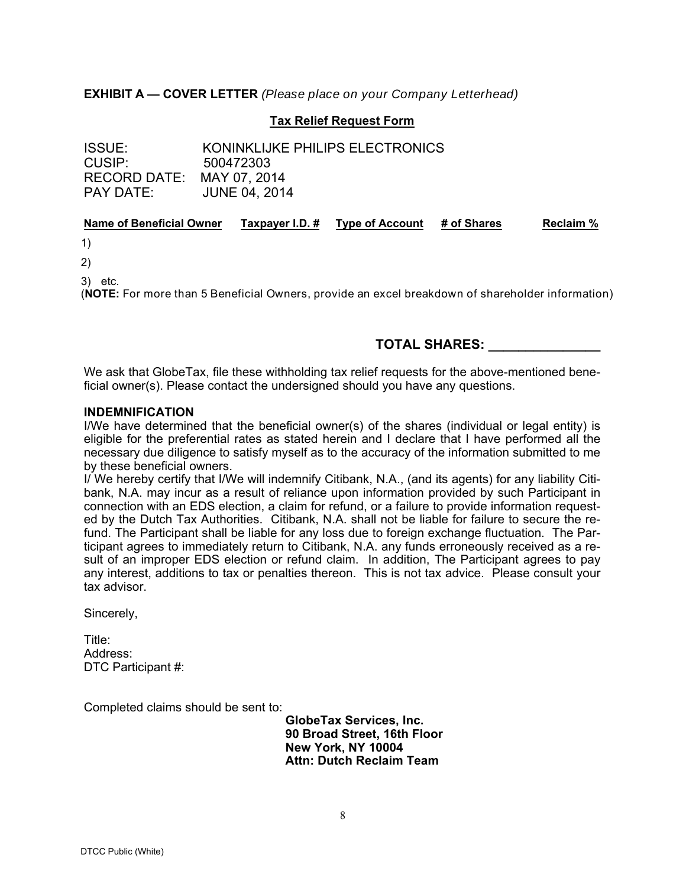**EXHIBIT A — COVER LETTER** *(Please place on your Company Letterhead)*

**Tax Relief Request Form**

ISSUE: KONINKLIJKE PHILIPS ELECTRONICS
CUSIP: 500472303
RECORD DATE: MAY 07, 2014
PAY DATE: JUNE 04, 2014

| Name of Beneficial Owner | Taxpayer I.D. # | Type of Account | # of Shares | Reclaim % |
|---|---|---|---|---|
| 1) | | | | |
| 2) | | | | |
| 3) etc. | | | | |

(**NOTE:** For more than 5 Beneficial Owners, provide an excel breakdown of shareholder information)

**TOTAL SHARES: _______________**

We ask that GlobeTax, file these withholding tax relief requests for the above-mentioned beneficial owner(s). Please contact the undersigned should you have any questions.

**INDEMNIFICATION**

I/We have determined that the beneficial owner(s) of the shares (individual or legal entity) is eligible for the preferential rates as stated herein and I declare that I have performed all the necessary due diligence to satisfy myself as to the accuracy of the information submitted to me by these beneficial owners.

I/ We hereby certify that I/We will indemnify Citibank, N.A., (and its agents) for any liability Citibank, N.A. may incur as a result of reliance upon information provided by such Participant in connection with an EDS election, a claim for refund, or a failure to provide information requested by the Dutch Tax Authorities. Citibank, N.A. shall not be liable for failure to secure the refund. The Participant shall be liable for any loss due to foreign exchange fluctuation. The Participant agrees to immediately return to Citibank, N.A. any funds erroneously received as a result of an improper EDS election or refund claim. In addition, The Participant agrees to pay any interest, additions to tax or penalties thereon. This is not tax advice. Please consult your tax advisor.

Sincerely,

Title:
Address:
DTC Participant #:

Completed claims should be sent to:

**GlobeTax Services, Inc.**
**90 Broad Street, 16th Floor**
**New York, NY 10004**
**Attn: Dutch Reclaim Team**

DTCC Public (White)